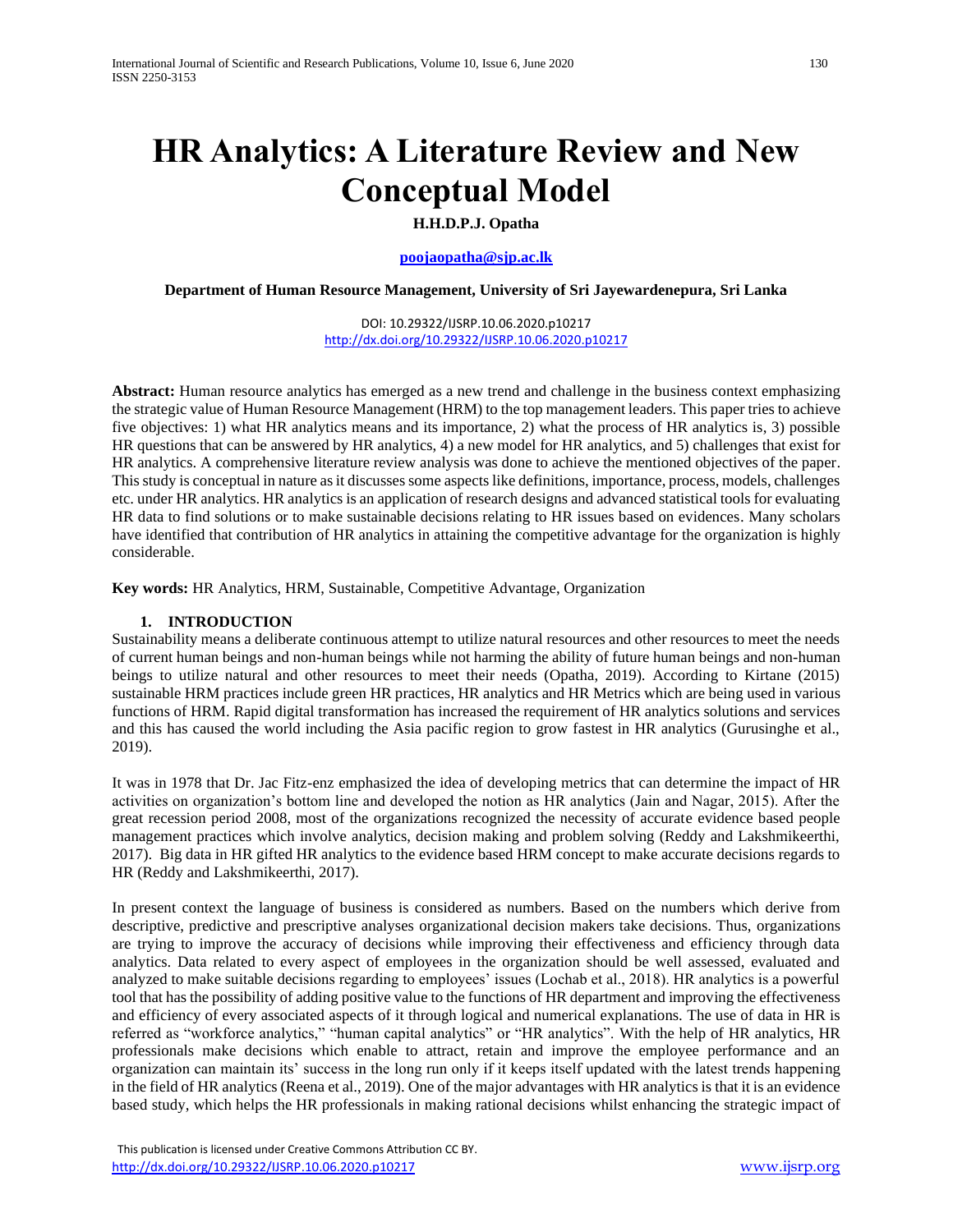# HR Analytics: A Literature Review and New Conceptual Model

**H.H.D.P.J. Opatha**

**poojaopatha@sjp.ac.lk**

**Department of Human Resource Management, University of Sri Jayewardenepura, Sri Lanka**

DOI: 10.29322/IJSRP.10.06.2020.p10217
http://dx.doi.org/10.29322/IJSRP.10.06.2020.p10217

**Abstract:** Human resource analytics has emerged as a new trend and challenge in the business context emphasizing the strategic value of Human Resource Management (HRM) to the top management leaders. This paper tries to achieve five objectives: 1) what HR analytics means and its importance, 2) what the process of HR analytics is, 3) possible HR questions that can be answered by HR analytics, 4) a new model for HR analytics, and 5) challenges that exist for HR analytics. A comprehensive literature review analysis was done to achieve the mentioned objectives of the paper. This study is conceptual in nature as it discusses some aspects like definitions, importance, process, models, challenges etc. under HR analytics. HR analytics is an application of research designs and advanced statistical tools for evaluating HR data to find solutions or to make sustainable decisions relating to HR issues based on evidences. Many scholars have identified that contribution of HR analytics in attaining the competitive advantage for the organization is highly considerable.

**Key words:** HR Analytics, HRM, Sustainable, Competitive Advantage, Organization

## 1. INTRODUCTION

Sustainability means a deliberate continuous attempt to utilize natural resources and other resources to meet the needs of current human beings and non-human beings while not harming the ability of future human beings and non-human beings to utilize natural and other resources to meet their needs (Opatha, 2019). According to Kirtane (2015) sustainable HRM practices include green HR practices, HR analytics and HR Metrics which are being used in various functions of HRM. Rapid digital transformation has increased the requirement of HR analytics solutions and services and this has caused the world including the Asia pacific region to grow fastest in HR analytics (Gurusinghe et al., 2019).

It was in 1978 that Dr. Jac Fitz-enz emphasized the idea of developing metrics that can determine the impact of HR activities on organization's bottom line and developed the notion as HR analytics (Jain and Nagar, 2015). After the great recession period 2008, most of the organizations recognized the necessity of accurate evidence based people management practices which involve analytics, decision making and problem solving (Reddy and Lakshmikeerthi, 2017). Big data in HR gifted HR analytics to the evidence based HRM concept to make accurate decisions regards to HR (Reddy and Lakshmikeerthi, 2017).

In present context the language of business is considered as numbers. Based on the numbers which derive from descriptive, predictive and prescriptive analyses organizational decision makers take decisions. Thus, organizations are trying to improve the accuracy of decisions while improving their effectiveness and efficiency through data analytics. Data related to every aspect of employees in the organization should be well assessed, evaluated and analyzed to make suitable decisions regarding to employees' issues (Lochab et al., 2018). HR analytics is a powerful tool that has the possibility of adding positive value to the functions of HR department and improving the effectiveness and efficiency of every associated aspects of it through logical and numerical explanations. The use of data in HR is referred as "workforce analytics," "human capital analytics" or "HR analytics". With the help of HR analytics, HR professionals make decisions which enable to attract, retain and improve the employee performance and an organization can maintain its' success in the long run only if it keeps itself updated with the latest trends happening in the field of HR analytics (Reena et al., 2019). One of the major advantages with HR analytics is that it is an evidence based study, which helps the HR professionals in making rational decisions whilst enhancing the strategic impact of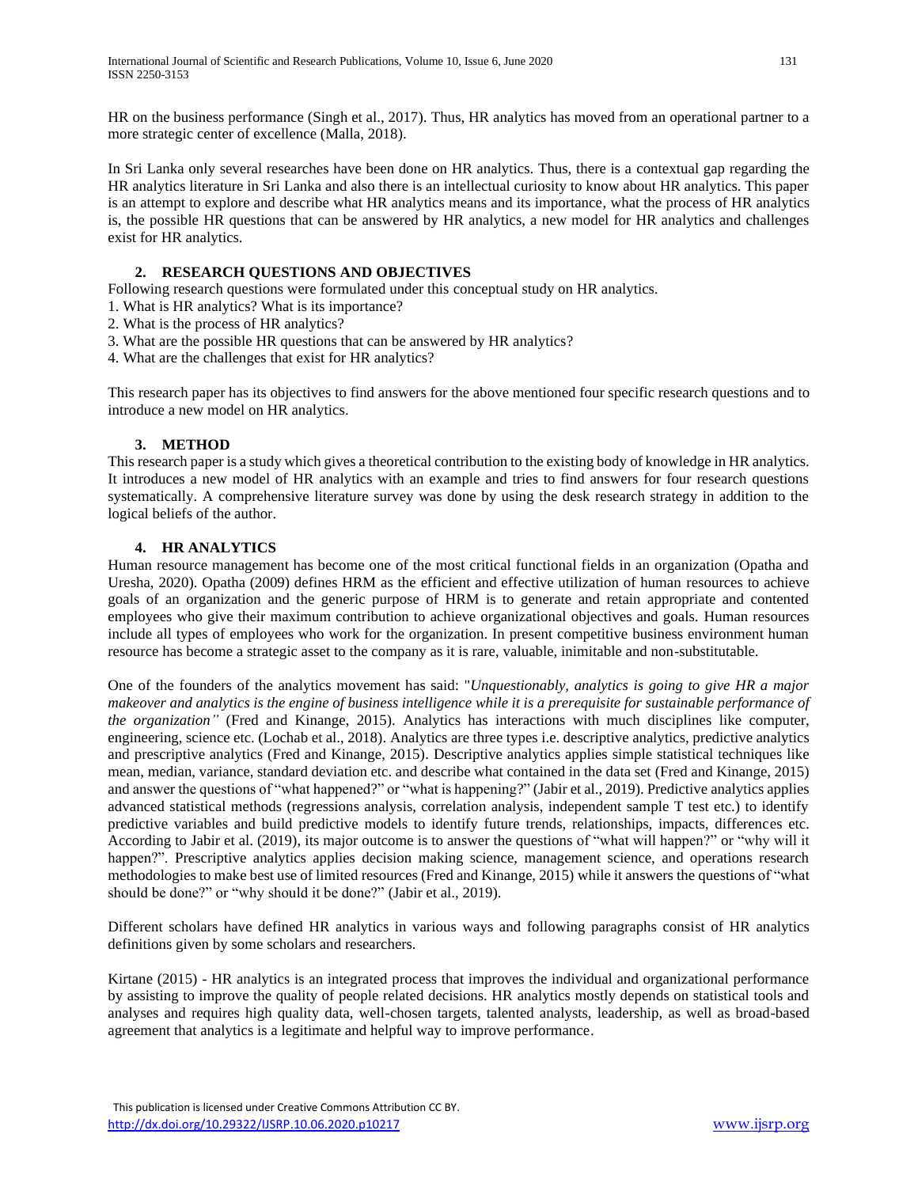HR on the business performance (Singh et al., 2017). Thus, HR analytics has moved from an operational partner to a more strategic center of excellence (Malla, 2018).

In Sri Lanka only several researches have been done on HR analytics. Thus, there is a contextual gap regarding the HR analytics literature in Sri Lanka and also there is an intellectual curiosity to know about HR analytics. This paper is an attempt to explore and describe what HR analytics means and its importance, what the process of HR analytics is, the possible HR questions that can be answered by HR analytics, a new model for HR analytics and challenges exist for HR analytics.

## 2. RESEARCH QUESTIONS AND OBJECTIVES

Following research questions were formulated under this conceptual study on HR analytics.

1. What is HR analytics? What is its importance?
2. What is the process of HR analytics?
3. What are the possible HR questions that can be answered by HR analytics?
4. What are the challenges that exist for HR analytics?

This research paper has its objectives to find answers for the above mentioned four specific research questions and to introduce a new model on HR analytics.

## 3. METHOD

This research paper is a study which gives a theoretical contribution to the existing body of knowledge in HR analytics. It introduces a new model of HR analytics with an example and tries to find answers for four research questions systematically. A comprehensive literature survey was done by using the desk research strategy in addition to the logical beliefs of the author.

## 4. HR ANALYTICS

Human resource management has become one of the most critical functional fields in an organization (Opatha and Uresha, 2020). Opatha (2009) defines HRM as the efficient and effective utilization of human resources to achieve goals of an organization and the generic purpose of HRM is to generate and retain appropriate and contented employees who give their maximum contribution to achieve organizational objectives and goals. Human resources include all types of employees who work for the organization. In present competitive business environment human resource has become a strategic asset to the company as it is rare, valuable, inimitable and non-substitutable.

One of the founders of the analytics movement has said: "*Unquestionably, analytics is going to give HR a major makeover and analytics is the engine of business intelligence while it is a prerequisite for sustainable performance of the organization"* (Fred and Kinange, 2015). Analytics has interactions with much disciplines like computer, engineering, science etc. (Lochab et al., 2018). Analytics are three types i.e. descriptive analytics, predictive analytics and prescriptive analytics (Fred and Kinange, 2015). Descriptive analytics applies simple statistical techniques like mean, median, variance, standard deviation etc. and describe what contained in the data set (Fred and Kinange, 2015) and answer the questions of "what happened?" or "what is happening?" (Jabir et al., 2019). Predictive analytics applies advanced statistical methods (regressions analysis, correlation analysis, independent sample T test etc.) to identify predictive variables and build predictive models to identify future trends, relationships, impacts, differences etc. According to Jabir et al. (2019), its major outcome is to answer the questions of "what will happen?" or "why will it happen?". Prescriptive analytics applies decision making science, management science, and operations research methodologies to make best use of limited resources (Fred and Kinange, 2015) while it answers the questions of "what should be done?" or "why should it be done?" (Jabir et al., 2019).

Different scholars have defined HR analytics in various ways and following paragraphs consist of HR analytics definitions given by some scholars and researchers.

Kirtane (2015) - HR analytics is an integrated process that improves the individual and organizational performance by assisting to improve the quality of people related decisions. HR analytics mostly depends on statistical tools and analyses and requires high quality data, well-chosen targets, talented analysts, leadership, as well as broad-based agreement that analytics is a legitimate and helpful way to improve performance.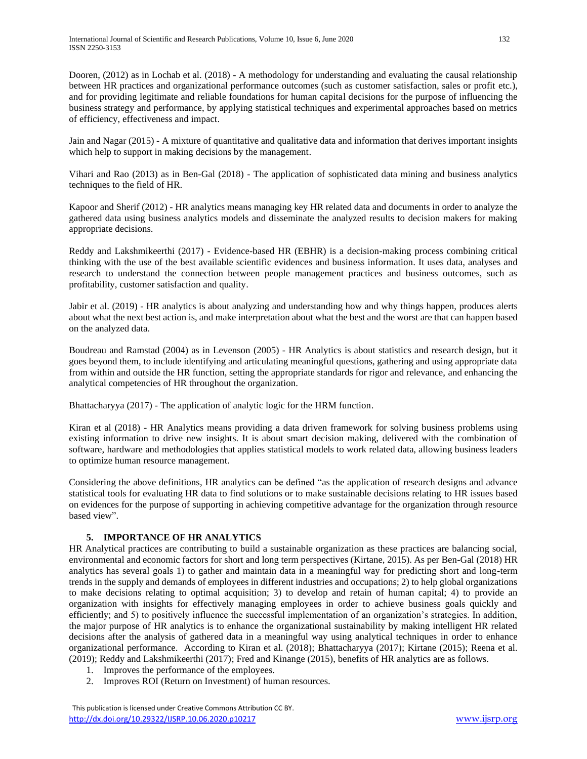Dooren, (2012) as in Lochab et al. (2018) - A methodology for understanding and evaluating the causal relationship between HR practices and organizational performance outcomes (such as customer satisfaction, sales or profit etc.), and for providing legitimate and reliable foundations for human capital decisions for the purpose of influencing the business strategy and performance, by applying statistical techniques and experimental approaches based on metrics of efficiency, effectiveness and impact.

Jain and Nagar (2015) - A mixture of quantitative and qualitative data and information that derives important insights which help to support in making decisions by the management.

Vihari and Rao (2013) as in Ben-Gal (2018) - The application of sophisticated data mining and business analytics techniques to the field of HR.

Kapoor and Sherif (2012) - HR analytics means managing key HR related data and documents in order to analyze the gathered data using business analytics models and disseminate the analyzed results to decision makers for making appropriate decisions.

Reddy and Lakshmikeerthi (2017) - Evidence-based HR (EBHR) is a decision-making process combining critical thinking with the use of the best available scientific evidences and business information. It uses data, analyses and research to understand the connection between people management practices and business outcomes, such as profitability, customer satisfaction and quality.

Jabir et al. (2019) - HR analytics is about analyzing and understanding how and why things happen, produces alerts about what the next best action is, and make interpretation about what the best and the worst are that can happen based on the analyzed data.

Boudreau and Ramstad (2004) as in Levenson (2005) - HR Analytics is about statistics and research design, but it goes beyond them, to include identifying and articulating meaningful questions, gathering and using appropriate data from within and outside the HR function, setting the appropriate standards for rigor and relevance, and enhancing the analytical competencies of HR throughout the organization.

Bhattacharyya (2017) - The application of analytic logic for the HRM function.

Kiran et al (2018) - HR Analytics means providing a data driven framework for solving business problems using existing information to drive new insights. It is about smart decision making, delivered with the combination of software, hardware and methodologies that applies statistical models to work related data, allowing business leaders to optimize human resource management.

Considering the above definitions, HR analytics can be defined "as the application of research designs and advance statistical tools for evaluating HR data to find solutions or to make sustainable decisions relating to HR issues based on evidences for the purpose of supporting in achieving competitive advantage for the organization through resource based view".

## 5. IMPORTANCE OF HR ANALYTICS

HR Analytical practices are contributing to build a sustainable organization as these practices are balancing social, environmental and economic factors for short and long term perspectives (Kirtane, 2015). As per Ben-Gal (2018) HR analytics has several goals 1) to gather and maintain data in a meaningful way for predicting short and long-term trends in the supply and demands of employees in different industries and occupations; 2) to help global organizations to make decisions relating to optimal acquisition; 3) to develop and retain of human capital; 4) to provide an organization with insights for effectively managing employees in order to achieve business goals quickly and efficiently; and 5) to positively influence the successful implementation of an organization's strategies. In addition, the major purpose of HR analytics is to enhance the organizational sustainability by making intelligent HR related decisions after the analysis of gathered data in a meaningful way using analytical techniques in order to enhance organizational performance. According to Kiran et al. (2018); Bhattacharyya (2017); Kirtane (2015); Reena et al. (2019); Reddy and Lakshmikeerthi (2017); Fred and Kinange (2015), benefits of HR analytics are as follows.

1. Improves the performance of the employees.
2. Improves ROI (Return on Investment) of human resources.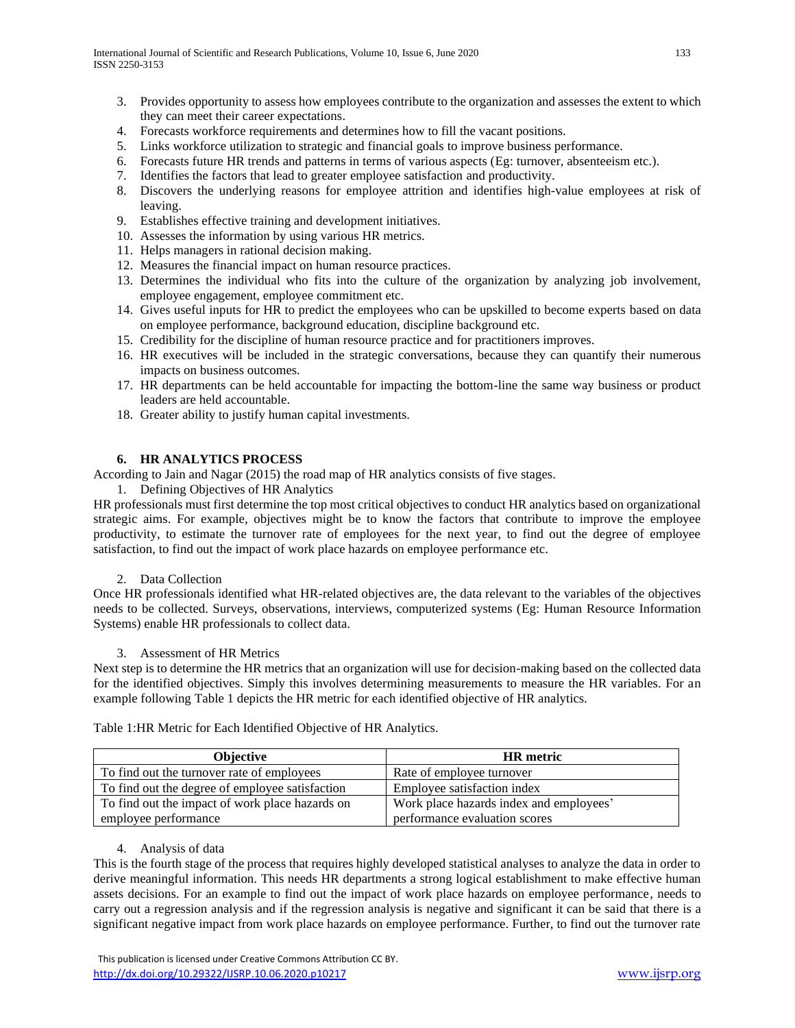3. Provides opportunity to assess how employees contribute to the organization and assesses the extent to which they can meet their career expectations.
4. Forecasts workforce requirements and determines how to fill the vacant positions.
5. Links workforce utilization to strategic and financial goals to improve business performance.
6. Forecasts future HR trends and patterns in terms of various aspects (Eg: turnover, absenteeism etc.).
7. Identifies the factors that lead to greater employee satisfaction and productivity.
8. Discovers the underlying reasons for employee attrition and identifies high-value employees at risk of leaving.
9. Establishes effective training and development initiatives.
10. Assesses the information by using various HR metrics.
11. Helps managers in rational decision making.
12. Measures the financial impact on human resource practices.
13. Determines the individual who fits into the culture of the organization by analyzing job involvement, employee engagement, employee commitment etc.
14. Gives useful inputs for HR to predict the employees who can be upskilled to become experts based on data on employee performance, background education, discipline background etc.
15. Credibility for the discipline of human resource practice and for practitioners improves.
16. HR executives will be included in the strategic conversations, because they can quantify their numerous impacts on business outcomes.
17. HR departments can be held accountable for impacting the bottom-line the same way business or product leaders are held accountable.
18. Greater ability to justify human capital investments.

## 6. HR ANALYTICS PROCESS

According to Jain and Nagar (2015) the road map of HR analytics consists of five stages.

1. Defining Objectives of HR Analytics

HR professionals must first determine the top most critical objectives to conduct HR analytics based on organizational strategic aims. For example, objectives might be to know the factors that contribute to improve the employee productivity, to estimate the turnover rate of employees for the next year, to find out the degree of employee satisfaction, to find out the impact of work place hazards on employee performance etc.

2. Data Collection

Once HR professionals identified what HR-related objectives are, the data relevant to the variables of the objectives needs to be collected. Surveys, observations, interviews, computerized systems (Eg: Human Resource Information Systems) enable HR professionals to collect data.

3. Assessment of HR Metrics

Next step is to determine the HR metrics that an organization will use for decision-making based on the collected data for the identified objectives. Simply this involves determining measurements to measure the HR variables. For an example following Table 1 depicts the HR metric for each identified objective of HR analytics.

Table 1:HR Metric for Each Identified Objective of HR Analytics.

| Objective | HR metric |
|---|---|
| To find out the turnover rate of employees | Rate of employee turnover |
| To find out the degree of employee satisfaction | Employee satisfaction index |
| To find out the impact of work place hazards on employee performance | Work place hazards index and employees' performance evaluation scores |

4. Analysis of data

This is the fourth stage of the process that requires highly developed statistical analyses to analyze the data in order to derive meaningful information. This needs HR departments a strong logical establishment to make effective human assets decisions. For an example to find out the impact of work place hazards on employee performance, needs to carry out a regression analysis and if the regression analysis is negative and significant it can be said that there is a significant negative impact from work place hazards on employee performance. Further, to find out the turnover rate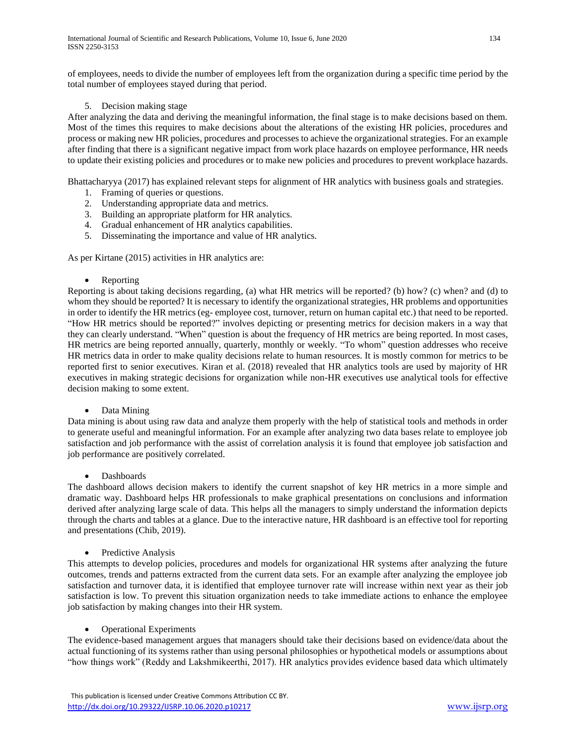of employees, needs to divide the number of employees left from the organization during a specific time period by the total number of employees stayed during that period.

5. Decision making stage

After analyzing the data and deriving the meaningful information, the final stage is to make decisions based on them. Most of the times this requires to make decisions about the alterations of the existing HR policies, procedures and process or making new HR policies, procedures and processes to achieve the organizational strategies. For an example after finding that there is a significant negative impact from work place hazards on employee performance, HR needs to update their existing policies and procedures or to make new policies and procedures to prevent workplace hazards.

Bhattacharyya (2017) has explained relevant steps for alignment of HR analytics with business goals and strategies.

1. Framing of queries or questions.
2. Understanding appropriate data and metrics.
3. Building an appropriate platform for HR analytics.
4. Gradual enhancement of HR analytics capabilities.
5. Disseminating the importance and value of HR analytics.

As per Kirtane (2015) activities in HR analytics are:

- Reporting

Reporting is about taking decisions regarding, (a) what HR metrics will be reported? (b) how? (c) when? and (d) to whom they should be reported? It is necessary to identify the organizational strategies, HR problems and opportunities in order to identify the HR metrics (eg- employee cost, turnover, return on human capital etc.) that need to be reported. "How HR metrics should be reported?" involves depicting or presenting metrics for decision makers in a way that they can clearly understand. "When" question is about the frequency of HR metrics are being reported. In most cases, HR metrics are being reported annually, quarterly, monthly or weekly. "To whom" question addresses who receive HR metrics data in order to make quality decisions relate to human resources. It is mostly common for metrics to be reported first to senior executives. Kiran et al. (2018) revealed that HR analytics tools are used by majority of HR executives in making strategic decisions for organization while non-HR executives use analytical tools for effective decision making to some extent.

- Data Mining

Data mining is about using raw data and analyze them properly with the help of statistical tools and methods in order to generate useful and meaningful information. For an example after analyzing two data bases relate to employee job satisfaction and job performance with the assist of correlation analysis it is found that employee job satisfaction and job performance are positively correlated.

- Dashboards

The dashboard allows decision makers to identify the current snapshot of key HR metrics in a more simple and dramatic way. Dashboard helps HR professionals to make graphical presentations on conclusions and information derived after analyzing large scale of data. This helps all the managers to simply understand the information depicts through the charts and tables at a glance. Due to the interactive nature, HR dashboard is an effective tool for reporting and presentations (Chib, 2019).

- Predictive Analysis

This attempts to develop policies, procedures and models for organizational HR systems after analyzing the future outcomes, trends and patterns extracted from the current data sets. For an example after analyzing the employee job satisfaction and turnover data, it is identified that employee turnover rate will increase within next year as their job satisfaction is low. To prevent this situation organization needs to take immediate actions to enhance the employee job satisfaction by making changes into their HR system.

- Operational Experiments

The evidence-based management argues that managers should take their decisions based on evidence/data about the actual functioning of its systems rather than using personal philosophies or hypothetical models or assumptions about "how things work" (Reddy and Lakshmikeerthi, 2017). HR analytics provides evidence based data which ultimately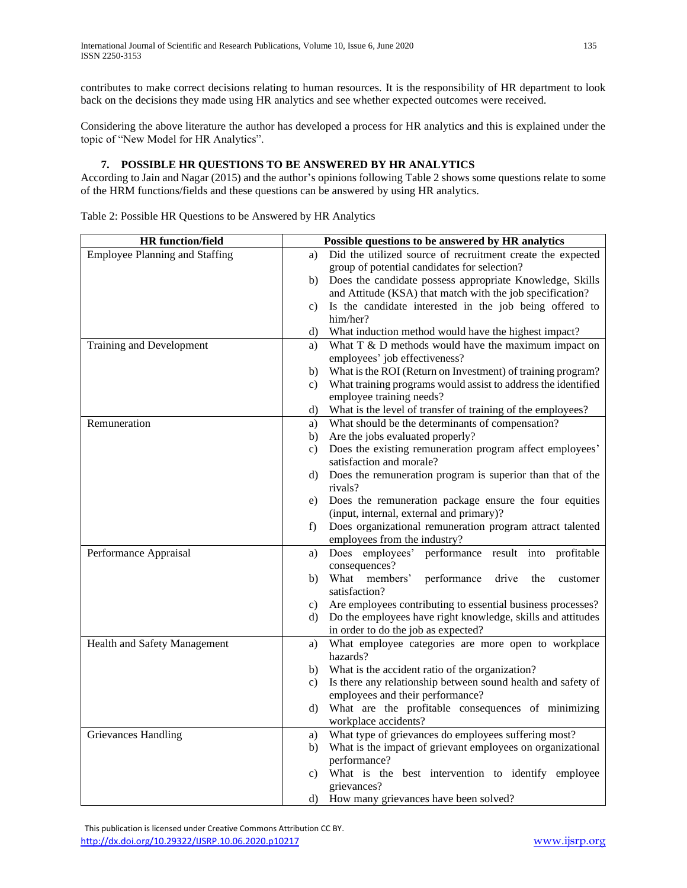contributes to make correct decisions relating to human resources. It is the responsibility of HR department to look back on the decisions they made using HR analytics and see whether expected outcomes were received.

Considering the above literature the author has developed a process for HR analytics and this is explained under the topic of "New Model for HR Analytics".

## 7. POSSIBLE HR QUESTIONS TO BE ANSWERED BY HR ANALYTICS

According to Jain and Nagar (2015) and the author's opinions following Table 2 shows some questions relate to some of the HRM functions/fields and these questions can be answered by using HR analytics.

Table 2: Possible HR Questions to be Answered by HR Analytics

| HR function/field | Possible questions to be answered by HR analytics |
|---|---|
| Employee Planning and Staffing | a) Did the utilized source of recruitment create the expected group of potential candidates for selection?<br>b) Does the candidate possess appropriate Knowledge, Skills and Attitude (KSA) that match with the job specification?<br>c) Is the candidate interested in the job being offered to him/her?<br>d) What induction method would have the highest impact? |
| Training and Development | a) What T & D methods would have the maximum impact on employees' job effectiveness?<br>b) What is the ROI (Return on Investment) of training program?<br>c) What training programs would assist to address the identified employee training needs?<br>d) What is the level of transfer of training of the employees? |
| Remuneration | a) What should be the determinants of compensation?<br>b) Are the jobs evaluated properly?<br>c) Does the existing remuneration program affect employees' satisfaction and morale?<br>d) Does the remuneration program is superior than that of the rivals?<br>e) Does the remuneration package ensure the four equities (input, internal, external and primary)?<br>f) Does organizational remuneration program attract talented employees from the industry? |
| Performance Appraisal | a) Does employees' performance result into profitable consequences?<br>b) What members' performance drive the customer satisfaction?<br>c) Are employees contributing to essential business processes?<br>d) Do the employees have right knowledge, skills and attitudes in order to do the job as expected? |
| Health and Safety Management | a) What employee categories are more open to workplace hazards?<br>b) What is the accident ratio of the organization?<br>c) Is there any relationship between sound health and safety of employees and their performance?<br>d) What are the profitable consequences of minimizing workplace accidents? |
| Grievances Handling | a) What type of grievances do employees suffering most?<br>b) What is the impact of grievant employees on organizational performance?<br>c) What is the best intervention to identify employee grievances?<br>d) How many grievances have been solved? |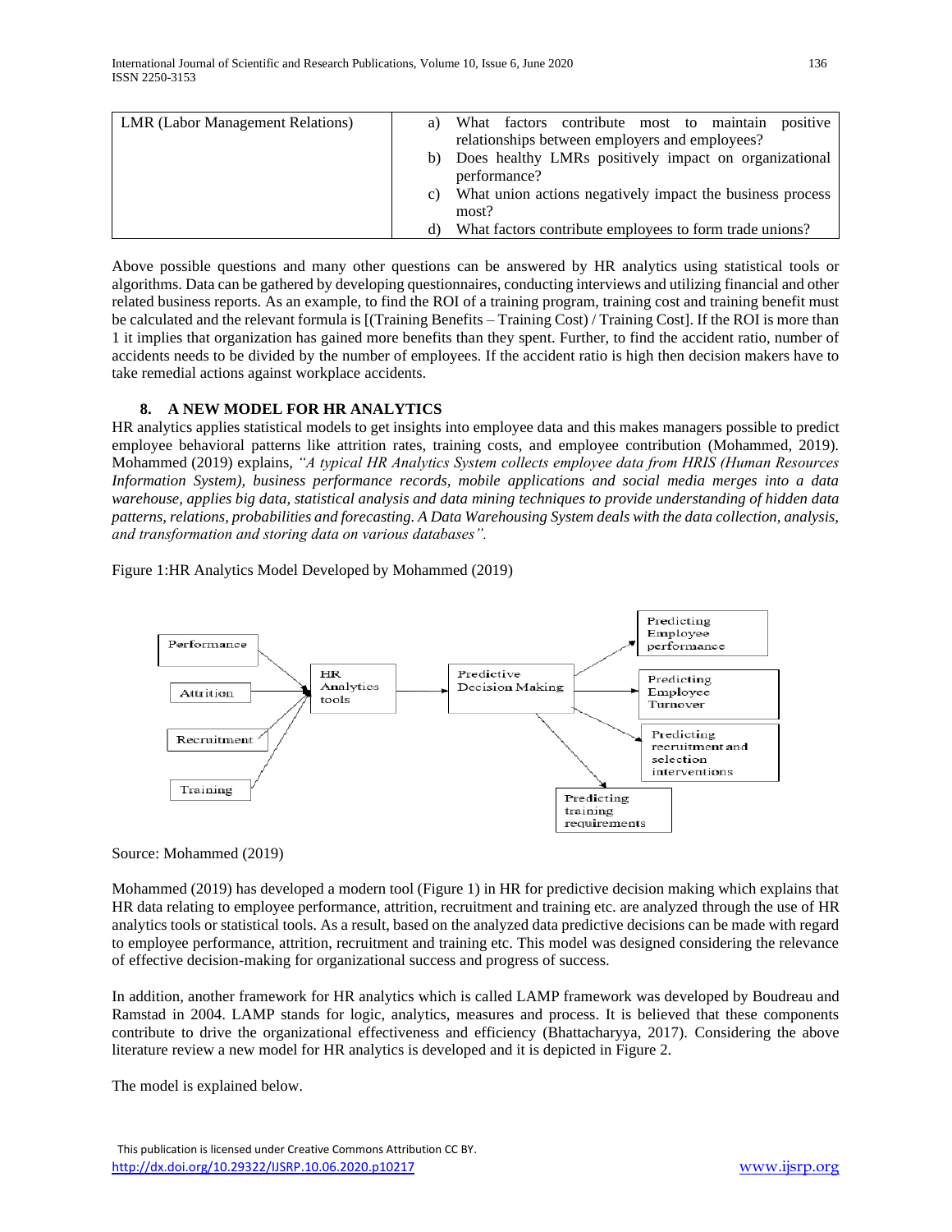| LMR (Labor Management Relations) | a) What factors contribute most to maintain positive relationships between employers and employees?<br>b) Does healthy LMRs positively impact on organizational performance?<br>c) What union actions negatively impact the business process most?<br>d) What factors contribute employees to form trade unions? |
|---|---|

Above possible questions and many other questions can be answered by HR analytics using statistical tools or algorithms. Data can be gathered by developing questionnaires, conducting interviews and utilizing financial and other related business reports. As an example, to find the ROI of a training program, training cost and training benefit must be calculated and the relevant formula is [(Training Benefits – Training Cost) / Training Cost]. If the ROI is more than 1 it implies that organization has gained more benefits than they spent. Further, to find the accident ratio, number of accidents needs to be divided by the number of employees. If the accident ratio is high then decision makers have to take remedial actions against workplace accidents.

## 8. A NEW MODEL FOR HR ANALYTICS

HR analytics applies statistical models to get insights into employee data and this makes managers possible to predict employee behavioral patterns like attrition rates, training costs, and employee contribution (Mohammed, 2019). Mohammed (2019) explains, *"A typical HR Analytics System collects employee data from HRIS (Human Resources Information System), business performance records, mobile applications and social media merges into a data warehouse, applies big data, statistical analysis and data mining techniques to provide understanding of hidden data patterns, relations, probabilities and forecasting. A Data Warehousing System deals with the data collection, analysis, and transformation and storing data on various databases".*

Figure 1:HR Analytics Model Developed by Mohammed (2019)

Performance

Attrition

Recruitment

Training

HR Analytics tools

Predictive Decision Making

Predicting Employee performance

Predicting Employee Turnover

Predicting recruitment and selection interventions

Predicting training requirements

Source: Mohammed (2019)

Mohammed (2019) has developed a modern tool (Figure 1) in HR for predictive decision making which explains that HR data relating to employee performance, attrition, recruitment and training etc. are analyzed through the use of HR analytics tools or statistical tools. As a result, based on the analyzed data predictive decisions can be made with regard to employee performance, attrition, recruitment and training etc. This model was designed considering the relevance of effective decision-making for organizational success and progress of success.

In addition, another framework for HR analytics which is called LAMP framework was developed by Boudreau and Ramstad in 2004. LAMP stands for logic, analytics, measures and process. It is believed that these components contribute to drive the organizational effectiveness and efficiency (Bhattacharyya, 2017). Considering the above literature review a new model for HR analytics is developed and it is depicted in Figure 2.

The model is explained below.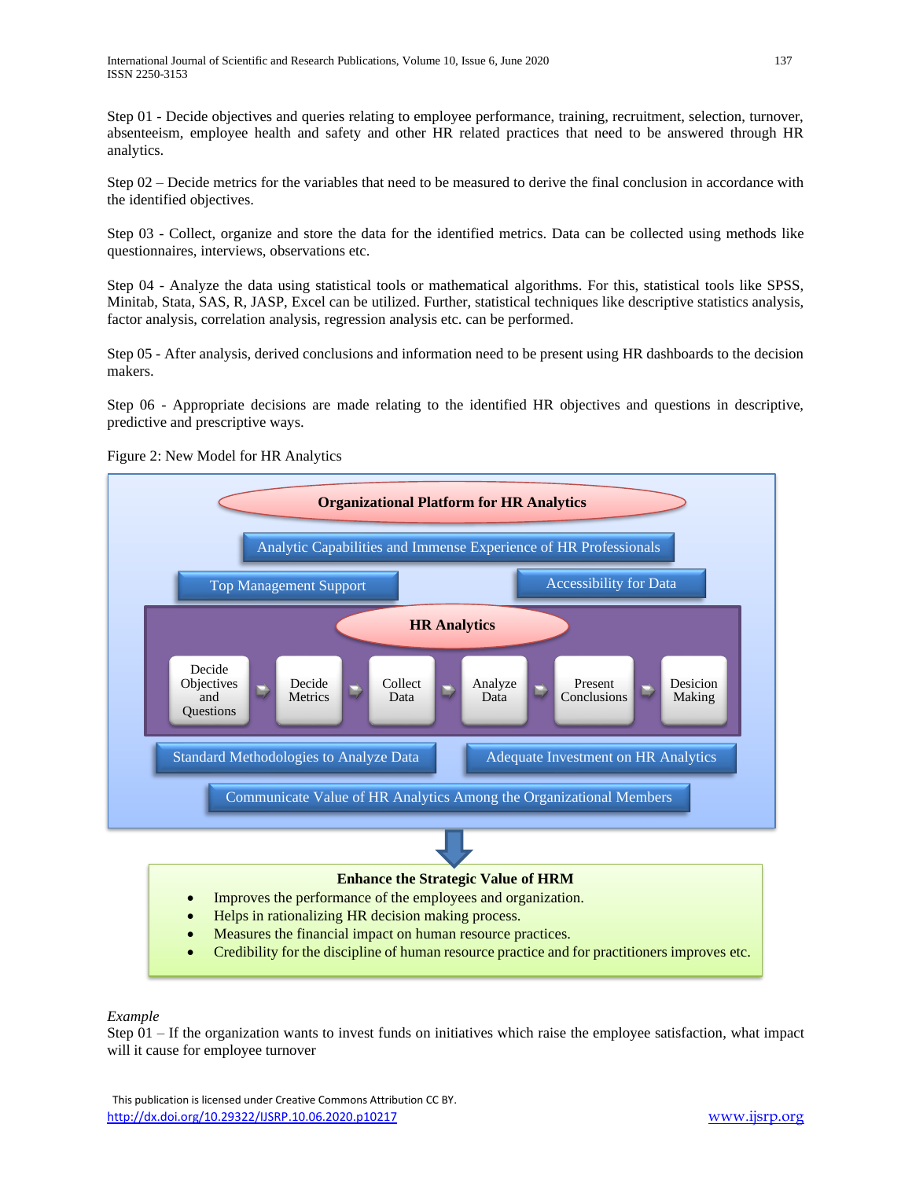Step 01 - Decide objectives and queries relating to employee performance, training, recruitment, selection, turnover, absenteeism, employee health and safety and other HR related practices that need to be answered through HR analytics.

Step 02 – Decide metrics for the variables that need to be measured to derive the final conclusion in accordance with the identified objectives.

Step 03 - Collect, organize and store the data for the identified metrics. Data can be collected using methods like questionnaires, interviews, observations etc.

Step 04 - Analyze the data using statistical tools or mathematical algorithms. For this, statistical tools like SPSS, Minitab, Stata, SAS, R, JASP, Excel can be utilized. Further, statistical techniques like descriptive statistics analysis, factor analysis, correlation analysis, regression analysis etc. can be performed.

Step 05 - After analysis, derived conclusions and information need to be present using HR dashboards to the decision makers.

Step 06 - Appropriate decisions are made relating to the identified HR objectives and questions in descriptive, predictive and prescriptive ways.

Figure 2: New Model for HR Analytics

**Organizational Platform for HR Analytics**

- Analytic Capabilities and Immense Experience of HR Professionals
- Top Management Support
- Accessibility for Data

**HR Analytics**

Decide Objectives and Questions → Decide Metrics → Collect Data → Analyze Data → Present Conclusions → Desicion Making

- Standard Methodologies to Analyze Data
- Adequate Investment on HR Analytics
- Communicate Value of HR Analytics Among the Organizational Members

**Enhance the Strategic Value of HRM**

- Improves the performance of the employees and organization.
- Helps in rationalizing HR decision making process.
- Measures the financial impact on human resource practices.
- Credibility for the discipline of human resource practice and for practitioners improves etc.

*Example*

Step 01 – If the organization wants to invest funds on initiatives which raise the employee satisfaction, what impact will it cause for employee turnover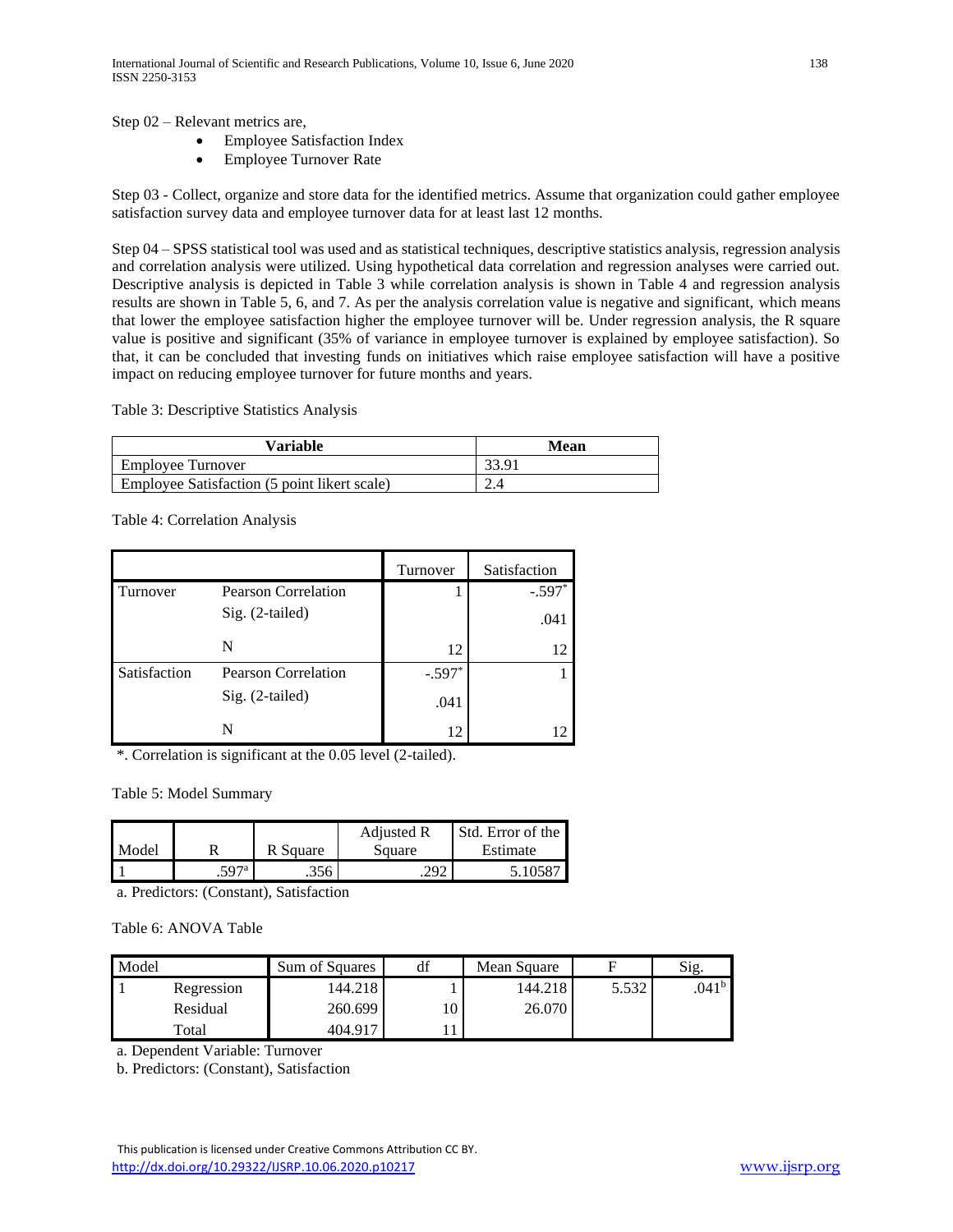Step 02 – Relevant metrics are,

- Employee Satisfaction Index
- Employee Turnover Rate

Step 03 - Collect, organize and store data for the identified metrics. Assume that organization could gather employee satisfaction survey data and employee turnover data for at least last 12 months.

Step 04 – SPSS statistical tool was used and as statistical techniques, descriptive statistics analysis, regression analysis and correlation analysis were utilized. Using hypothetical data correlation and regression analyses were carried out. Descriptive analysis is depicted in Table 3 while correlation analysis is shown in Table 4 and regression analysis results are shown in Table 5, 6, and 7. As per the analysis correlation value is negative and significant, which means that lower the employee satisfaction higher the employee turnover will be. Under regression analysis, the R square value is positive and significant (35% of variance in employee turnover is explained by employee satisfaction). So that, it can be concluded that investing funds on initiatives which raise employee satisfaction will have a positive impact on reducing employee turnover for future months and years.

Table 3: Descriptive Statistics Analysis

| Variable | Mean |
|---|---|
| Employee Turnover | 33.91 |
| Employee Satisfaction (5 point likert scale) | 2.4 |

Table 4: Correlation Analysis

| | | Turnover | Satisfaction |
|---|---|---|---|
| Turnover | Pearson Correlation | 1 | -.597* |
| | Sig. (2-tailed) | | .041 |
| | N | 12 | 12 |
| Satisfaction | Pearson Correlation | -.597* | 1 |
| | Sig. (2-tailed) | .041 | |
| | N | 12 | 12 |

*. Correlation is significant at the 0.05 level (2-tailed).

Table 5: Model Summary

| Model | R | R Square | Adjusted R Square | Std. Error of the Estimate |
|---|---|---|---|---|
| 1 | .597[a] | .356 | .292 | 5.10587 |

a. Predictors: (Constant), Satisfaction

Table 6: ANOVA Table

| Model | | Sum of Squares | df | Mean Square | F | Sig. |
|---|---|---|---|---|---|---|
| 1 | Regression | 144.218 | 1 | 144.218 | 5.532 | .041[b] |
| | Residual | 260.699 | 10 | 26.070 | | |
| | Total | 404.917 | 11 | | | |

a. Dependent Variable: Turnover

b. Predictors: (Constant), Satisfaction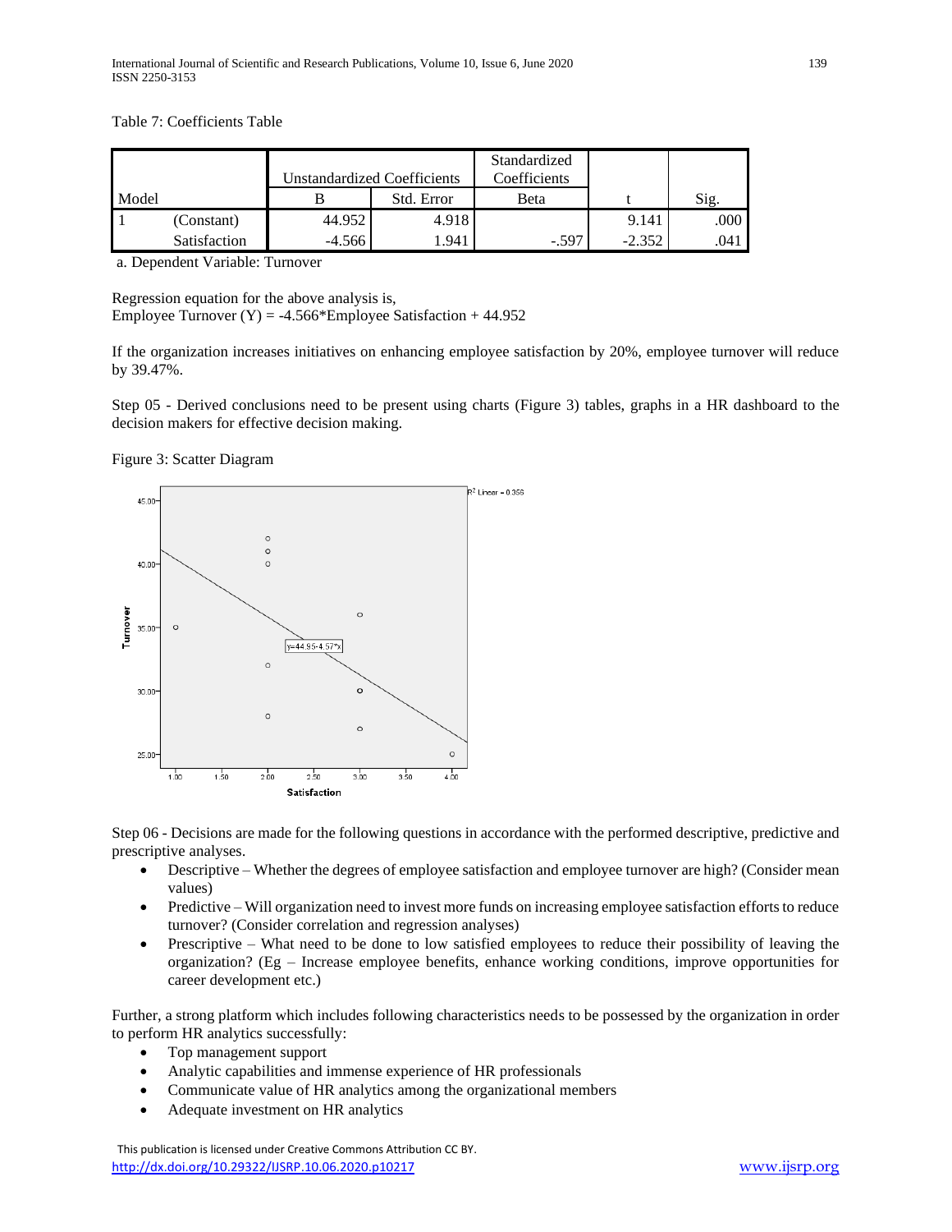Table 7: Coefficients Table

| Model | | Unstandardized Coefficients | | Standardized Coefficients | t | Sig. |
|---|---|---|---|---|---|---|
| | | B | Std. Error | Beta | | |
| 1 | (Constant) | 44.952 | 4.918 | | 9.141 | .000 |
| | Satisfaction | -4.566 | 1.941 | -.597 | -2.352 | .041 |

a. Dependent Variable: Turnover

Regression equation for the above analysis is,
Employee Turnover (Y) = -4.566*Employee Satisfaction + 44.952

If the organization increases initiatives on enhancing employee satisfaction by 20%, employee turnover will reduce by 39.47%.

Step 05 - Derived conclusions need to be present using charts (Figure 3) tables, graphs in a HR dashboard to the decision makers for effective decision making.

Figure 3: Scatter Diagram

Step 06 - Decisions are made for the following questions in accordance with the performed descriptive, predictive and prescriptive analyses.

- Descriptive – Whether the degrees of employee satisfaction and employee turnover are high? (Consider mean values)
- Predictive – Will organization need to invest more funds on increasing employee satisfaction efforts to reduce turnover? (Consider correlation and regression analyses)
- Prescriptive – What need to be done to low satisfied employees to reduce their possibility of leaving the organization? (Eg – Increase employee benefits, enhance working conditions, improve opportunities for career development etc.)

Further, a strong platform which includes following characteristics needs to be possessed by the organization in order to perform HR analytics successfully:

- Top management support
- Analytic capabilities and immense experience of HR professionals
- Communicate value of HR analytics among the organizational members
- Adequate investment on HR analytics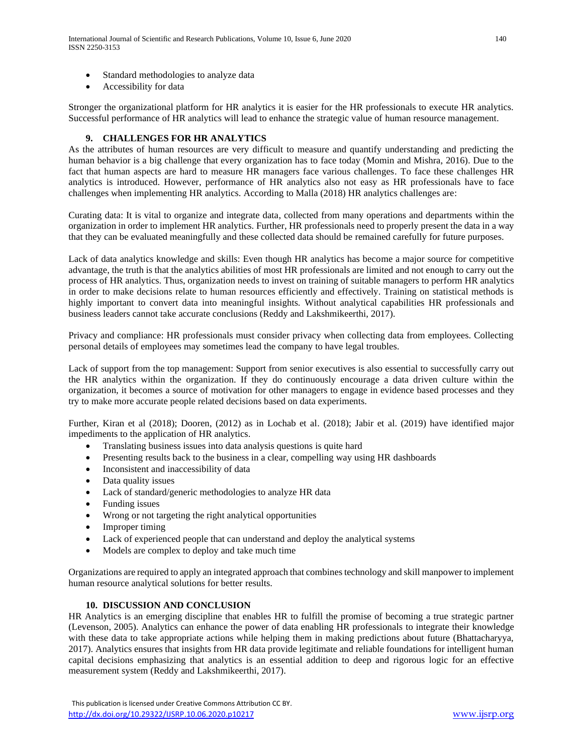- Standard methodologies to analyze data
- Accessibility for data

Stronger the organizational platform for HR analytics it is easier for the HR professionals to execute HR analytics. Successful performance of HR analytics will lead to enhance the strategic value of human resource management.

## 9. CHALLENGES FOR HR ANALYTICS

As the attributes of human resources are very difficult to measure and quantify understanding and predicting the human behavior is a big challenge that every organization has to face today (Momin and Mishra, 2016). Due to the fact that human aspects are hard to measure HR managers face various challenges. To face these challenges HR analytics is introduced. However, performance of HR analytics also not easy as HR professionals have to face challenges when implementing HR analytics. According to Malla (2018) HR analytics challenges are:

Curating data: It is vital to organize and integrate data, collected from many operations and departments within the organization in order to implement HR analytics. Further, HR professionals need to properly present the data in a way that they can be evaluated meaningfully and these collected data should be remained carefully for future purposes.

Lack of data analytics knowledge and skills: Even though HR analytics has become a major source for competitive advantage, the truth is that the analytics abilities of most HR professionals are limited and not enough to carry out the process of HR analytics. Thus, organization needs to invest on training of suitable managers to perform HR analytics in order to make decisions relate to human resources efficiently and effectively. Training on statistical methods is highly important to convert data into meaningful insights. Without analytical capabilities HR professionals and business leaders cannot take accurate conclusions (Reddy and Lakshmikeerthi, 2017).

Privacy and compliance: HR professionals must consider privacy when collecting data from employees. Collecting personal details of employees may sometimes lead the company to have legal troubles.

Lack of support from the top management: Support from senior executives is also essential to successfully carry out the HR analytics within the organization. If they do continuously encourage a data driven culture within the organization, it becomes a source of motivation for other managers to engage in evidence based processes and they try to make more accurate people related decisions based on data experiments.

Further, Kiran et al (2018); Dooren, (2012) as in Lochab et al. (2018); Jabir et al. (2019) have identified major impediments to the application of HR analytics.

- Translating business issues into data analysis questions is quite hard
- Presenting results back to the business in a clear, compelling way using HR dashboards
- Inconsistent and inaccessibility of data
- Data quality issues
- Lack of standard/generic methodologies to analyze HR data
- Funding issues
- Wrong or not targeting the right analytical opportunities
- Improper timing
- Lack of experienced people that can understand and deploy the analytical systems
- Models are complex to deploy and take much time

Organizations are required to apply an integrated approach that combines technology and skill manpower to implement human resource analytical solutions for better results.

## 10. DISCUSSION AND CONCLUSION

HR Analytics is an emerging discipline that enables HR to fulfill the promise of becoming a true strategic partner (Levenson, 2005). Analytics can enhance the power of data enabling HR professionals to integrate their knowledge with these data to take appropriate actions while helping them in making predictions about future (Bhattacharyya, 2017). Analytics ensures that insights from HR data provide legitimate and reliable foundations for intelligent human capital decisions emphasizing that analytics is an essential addition to deep and rigorous logic for an effective measurement system (Reddy and Lakshmikeerthi, 2017).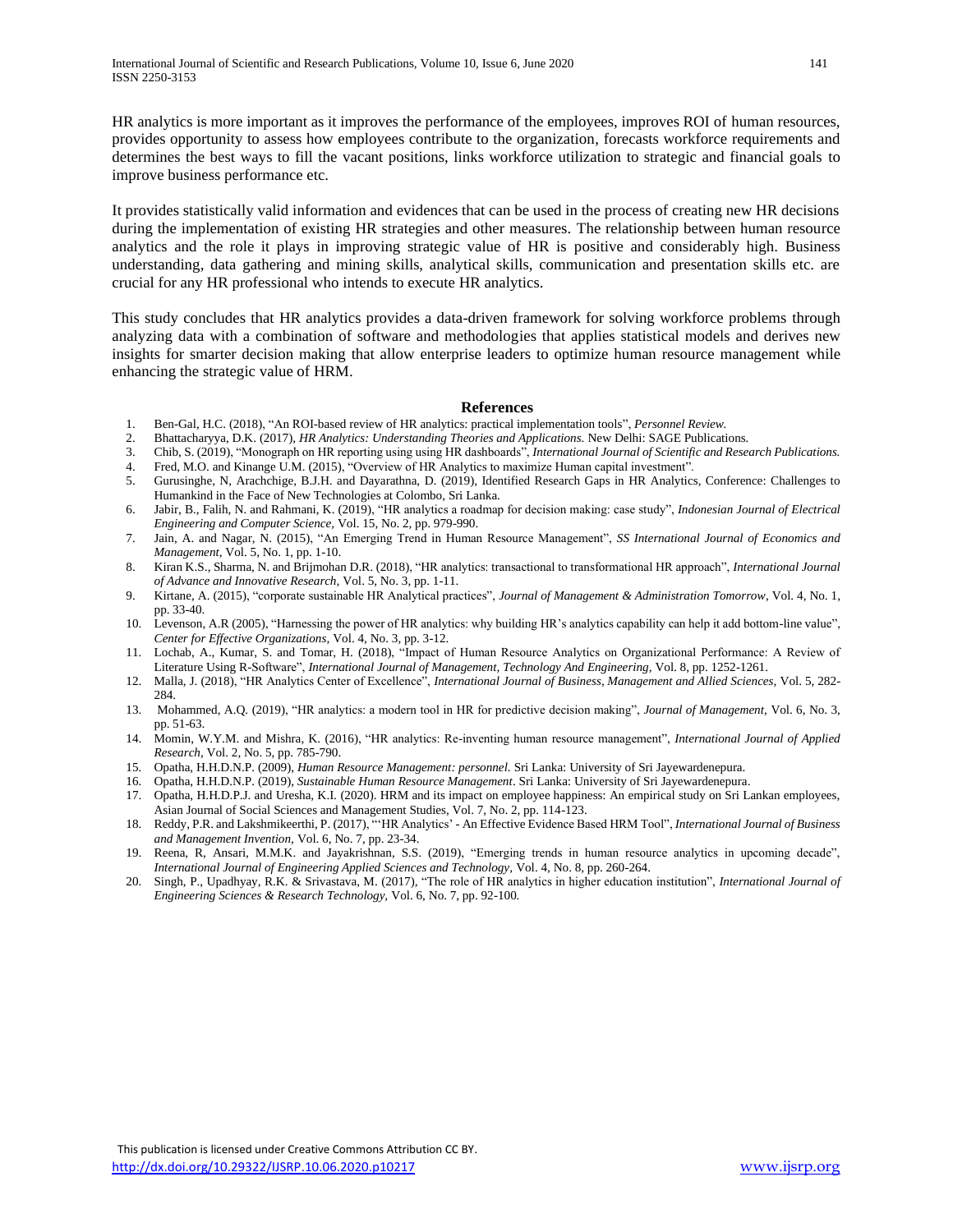HR analytics is more important as it improves the performance of the employees, improves ROI of human resources, provides opportunity to assess how employees contribute to the organization, forecasts workforce requirements and determines the best ways to fill the vacant positions, links workforce utilization to strategic and financial goals to improve business performance etc.

It provides statistically valid information and evidences that can be used in the process of creating new HR decisions during the implementation of existing HR strategies and other measures. The relationship between human resource analytics and the role it plays in improving strategic value of HR is positive and considerably high. Business understanding, data gathering and mining skills, analytical skills, communication and presentation skills etc. are crucial for any HR professional who intends to execute HR analytics.

This study concludes that HR analytics provides a data-driven framework for solving workforce problems through analyzing data with a combination of software and methodologies that applies statistical models and derives new insights for smarter decision making that allow enterprise leaders to optimize human resource management while enhancing the strategic value of HRM.

## References

1. Ben-Gal, H.C. (2018), "An ROI-based review of HR analytics: practical implementation tools", *Personnel Review.*
2. Bhattacharyya, D.K. (2017), *HR Analytics: Understanding Theories and Applications.* New Delhi: SAGE Publications.
3. Chib, S. (2019), "Monograph on HR reporting using using HR dashboards", *International Journal of Scientific and Research Publications.*
4. Fred, M.O. and Kinange U.M. (2015), "Overview of HR Analytics to maximize Human capital investment".
5. Gurusinghe, N, Arachchige, B.J.H. and Dayarathna, D. (2019), Identified Research Gaps in HR Analytics, Conference: Challenges to Humankind in the Face of New Technologies at Colombo, Sri Lanka.
6. Jabir, B., Falih, N. and Rahmani, K. (2019), "HR analytics a roadmap for decision making: case study", *Indonesian Journal of Electrical Engineering and Computer Science*, Vol. 15, No. 2, pp. 979-990.
7. Jain, A. and Nagar, N. (2015), "An Emerging Trend in Human Resource Management", *SS International Journal of Economics and Management*, Vol. 5, No. 1, pp. 1-10.
8. Kiran K.S., Sharma, N. and Brijmohan D.R. (2018), "HR analytics: transactional to transformational HR approach", *International Journal of Advance and Innovative Research,* Vol. 5, No. 3, pp. 1-11.
9. Kirtane, A. (2015), "corporate sustainable HR Analytical practices", *Journal of Management & Administration Tomorrow*, Vol. 4, No. 1, pp. 33-40.
10. Levenson, A.R (2005), "Harnessing the power of HR analytics: why building HR's analytics capability can help it add bottom-line value", *Center for Effective Organizations*, Vol. 4, No. 3, pp. 3-12.
11. Lochab, A., Kumar, S. and Tomar, H. (2018), "Impact of Human Resource Analytics on Organizational Performance: A Review of Literature Using R-Software", *International Journal of Management, Technology And Engineering,* Vol. 8, pp. 1252-1261.
12. Malla, J. (2018), "HR Analytics Center of Excellence", *International Journal of Business, Management and Allied Sciences,* Vol. 5, 282-284.
13. Mohammed, A.Q. (2019), "HR analytics: a modern tool in HR for predictive decision making", *Journal of Management,* Vol. 6, No. 3, pp. 51-63.
14. Momin, W.Y.M. and Mishra, K. (2016), "HR analytics: Re-inventing human resource management", *International Journal of Applied Research*, Vol. 2, No. 5, pp. 785-790.
15. Opatha, H.H.D.N.P. (2009), *Human Resource Management: personnel.* Sri Lanka: University of Sri Jayewardenepura.
16. Opatha, H.H.D.N.P. (2019), *Sustainable Human Resource Management*. Sri Lanka: University of Sri Jayewardenepura.
17. Opatha, H.H.D.P.J. and Uresha, K.I. (2020). HRM and its impact on employee happiness: An empirical study on Sri Lankan employees, Asian Journal of Social Sciences and Management Studies, Vol. 7, No. 2, pp. 114-123.
18. Reddy, P.R. and Lakshmikeerthi, P. (2017), "'HR Analytics' - An Effective Evidence Based HRM Tool", *International Journal of Business and Management Invention,* Vol. 6, No. 7, pp. 23-34.
19. Reena, R, Ansari, M.M.K. and Jayakrishnan, S.S. (2019), "Emerging trends in human resource analytics in upcoming decade", *International Journal of Engineering Applied Sciences and Technology*, Vol. 4, No. 8, pp. 260-264.
20. Singh, P., Upadhyay, R.K. & Srivastava, M. (2017), "The role of HR analytics in higher education institution", *International Journal of Engineering Sciences & Research Technology,* Vol. 6, No. 7, pp. 92-100.